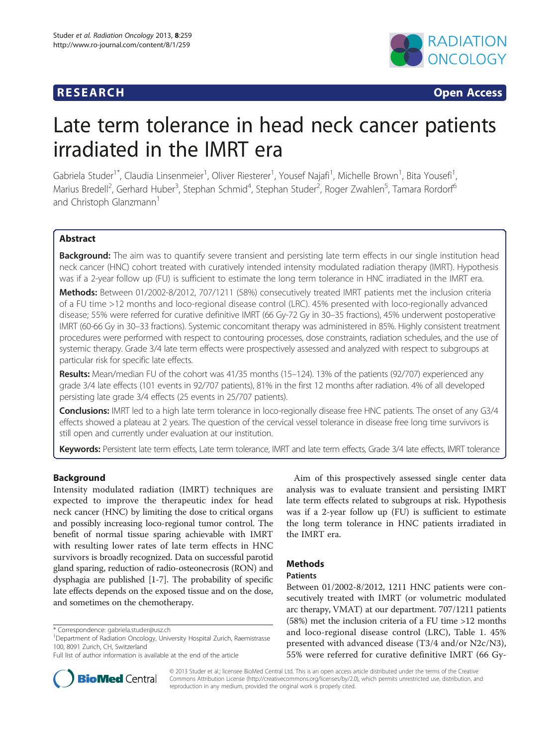**RESEARCH** **Open Access**

# Late term tolerance in head neck cancer patients irradiated in the IMRT era

Gabriela Studer[1*], Claudia Linsenmeier[1], Oliver Riesterer[1], Yousef Najafi[1], Michelle Brown[1], Bita Yousefi[1], Marius Bredell[2], Gerhard Huber[3], Stephan Schmid[4], Stephan Studer[2], Roger Zwahlen[5], Tamara Rordorf[6] and Christoph Glanzmann[1]

## Abstract

**Background:** The aim was to quantify severe transient and persisting late term effects in our single institution head neck cancer (HNC) cohort treated with curatively intended intensity modulated radiation therapy (IMRT). Hypothesis was if a 2-year follow up (FU) is sufficient to estimate the long term tolerance in HNC irradiated in the IMRT era.

**Methods:** Between 01/2002-8/2012, 707/1211 (58%) consecutively treated IMRT patients met the inclusion criteria of a FU time >12 months and loco-regional disease control (LRC). 45% presented with loco-regionally advanced disease; 55% were referred for curative definitive IMRT (66 Gy-72 Gy in 30–35 fractions), 45% underwent postoperative IMRT (60-66 Gy in 30–33 fractions). Systemic concomitant therapy was administered in 85%. Highly consistent treatment procedures were performed with respect to contouring processes, dose constraints, radiation schedules, and the use of systemic therapy. Grade 3/4 late term effects were prospectively assessed and analyzed with respect to subgroups at particular risk for specific late effects.

**Results:** Mean/median FU of the cohort was 41/35 months (15–124). 13% of the patients (92/707) experienced any grade 3/4 late effects (101 events in 92/707 patients), 81% in the first 12 months after radiation. 4% of all developed persisting late grade 3/4 effects (25 events in 25/707 patients).

**Conclusions:** IMRT led to a high late term tolerance in loco-regionally disease free HNC patients. The onset of any G3/4 effects showed a plateau at 2 years. The question of the cervical vessel tolerance in disease free long time survivors is still open and currently under evaluation at our institution.

**Keywords:** Persistent late term effects, Late term tolerance, IMRT and late term effects, Grade 3/4 late effects, IMRT tolerance

## Background

Intensity modulated radiation (IMRT) techniques are expected to improve the therapeutic index for head neck cancer (HNC) by limiting the dose to critical organs and possibly increasing loco-regional tumor control. The benefit of normal tissue sparing achievable with IMRT with resulting lower rates of late term effects in HNC survivors is broadly recognized. Data on successful parotid gland sparing, reduction of radio-osteonecrosis (RON) and dysphagia are published [1-7]. The probability of specific late effects depends on the exposed tissue and on the dose, and sometimes on the chemotherapy.

Aim of this prospectively assessed single center data analysis was to evaluate transient and persisting IMRT late term effects related to subgroups at risk. Hypothesis was if a 2-year follow up (FU) is sufficient to estimate the long term tolerance in HNC patients irradiated in the IMRT era.

## Methods

### Patients

Between 01/2002-8/2012, 1211 HNC patients were consecutively treated with IMRT (or volumetric modulated arc therapy, VMAT) at our department. 707/1211 patients (58%) met the inclusion criteria of a FU time >12 months and loco-regional disease control (LRC), Table 1. 45% presented with advanced disease (T3/4 and/or N2c/N3), 55% were referred for curative definitive IMRT (66 Gy-

\* Correspondence: gabriela.studer@usz.ch
[1]Department of Radiation Oncology, University Hospital Zurich, Raemistrasse 100, 8091 Zurich, CH, Switzerland
Full list of author information is available at the end of the article

© 2013 Studer et al.; licensee BioMed Central Ltd. This is an open access article distributed under the terms of the Creative Commons Attribution License (http://creativecommons.org/licenses/by/2.0), which permits unrestricted use, distribution, and reproduction in any medium, provided the original work is properly cited.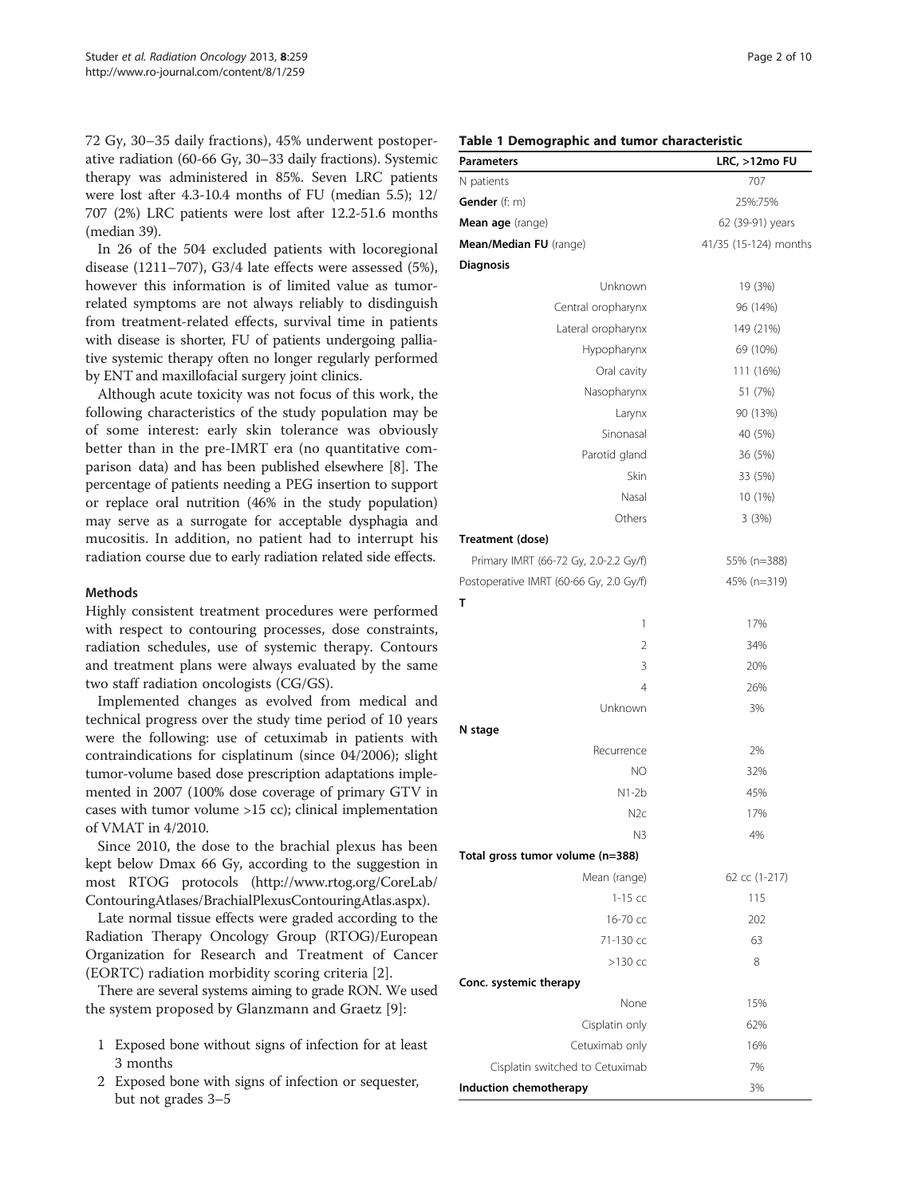72 Gy, 30–35 daily fractions), 45% underwent postoperative radiation (60-66 Gy, 30–33 daily fractions). Systemic therapy was administered in 85%. Seven LRC patients were lost after 4.3-10.4 months of FU (median 5.5); 12/707 (2%) LRC patients were lost after 12.2-51.6 months (median 39).

In 26 of the 504 excluded patients with locoregional disease (1211–707), G3/4 late effects were assessed (5%), however this information is of limited value as tumor-related symptoms are not always reliably to disdinguish from treatment-related effects, survival time in patients with disease is shorter, FU of patients undergoing palliative systemic therapy often no longer regularly performed by ENT and maxillofacial surgery joint clinics.

Although acute toxicity was not focus of this work, the following characteristics of the study population may be of some interest: early skin tolerance was obviously better than in the pre-IMRT era (no quantitative comparison data) and has been published elsewhere [8]. The percentage of patients needing a PEG insertion to support or replace oral nutrition (46% in the study population) may serve as a surrogate for acceptable dysphagia and mucositis. In addition, no patient had to interrupt his radiation course due to early radiation related side effects.

## Methods

Highly consistent treatment procedures were performed with respect to contouring processes, dose constraints, radiation schedules, use of systemic therapy. Contours and treatment plans were always evaluated by the same two staff radiation oncologists (CG/GS).

Implemented changes as evolved from medical and technical progress over the study time period of 10 years were the following: use of cetuximab in patients with contraindications for cisplatinum (since 04/2006); slight tumor-volume based dose prescription adaptations implemented in 2007 (100% dose coverage of primary GTV in cases with tumor volume >15 cc); clinical implementation of VMAT in 4/2010.

Since 2010, the dose to the brachial plexus has been kept below Dmax 66 Gy, according to the suggestion in most RTOG protocols (http://www.rtog.org/CoreLab/ContouringAtlases/BrachialPlexusContouringAtlas.aspx).

Late normal tissue effects were graded according to the Radiation Therapy Oncology Group (RTOG)/European Organization for Research and Treatment of Cancer (EORTC) radiation morbidity scoring criteria [2].

There are several systems aiming to grade RON. We used the system proposed by Glanzmann and Graetz [9]:

1. Exposed bone without signs of infection for at least 3 months
2. Exposed bone with signs of infection or sequester, but not grades 3–5

**Table 1 Demographic and tumor characteristic**

| Parameters | LRC, >12mo FU |
|---|---|
| N patients | 707 |
| **Gender** (f: m) | 25%:75% |
| **Mean age** (range) | 62 (39-91) years |
| **Mean/Median FU** (range) | 41/35 (15-124) months |
| **Diagnosis** | |
| Unknown | 19 (3%) |
| Central oropharynx | 96 (14%) |
| Lateral oropharynx | 149 (21%) |
| Hypopharynx | 69 (10%) |
| Oral cavity | 111 (16%) |
| Nasopharynx | 51 (7%) |
| Larynx | 90 (13%) |
| Sinonasal | 40 (5%) |
| Parotid gland | 36 (5%) |
| Skin | 33 (5%) |
| Nasal | 10 (1%) |
| Others | 3 (3%) |
| **Treatment (dose)** | |
| Primary IMRT (66-72 Gy, 2.0-2.2 Gy/f) | 55% (n=388) |
| Postoperative IMRT (60-66 Gy, 2.0 Gy/f) | 45% (n=319) |
| **T** | |
| 1 | 17% |
| 2 | 34% |
| 3 | 20% |
| 4 | 26% |
| Unknown | 3% |
| **N stage** | |
| Recurrence | 2% |
| N0 | 32% |
| N1-2b | 45% |
| N2c | 17% |
| N3 | 4% |
| **Total gross tumor volume (n=388)** | |
| Mean (range) | 62 cc (1-217) |
| 1-15 cc | 115 |
| 16-70 cc | 202 |
| 71-130 cc | 63 |
| >130 cc | 8 |
| **Conc. systemic therapy** | |
| None | 15% |
| Cisplatin only | 62% |
| Cetuximab only | 16% |
| Cisplatin switched to Cetuximab | 7% |
| **Induction chemotherapy** | 3% |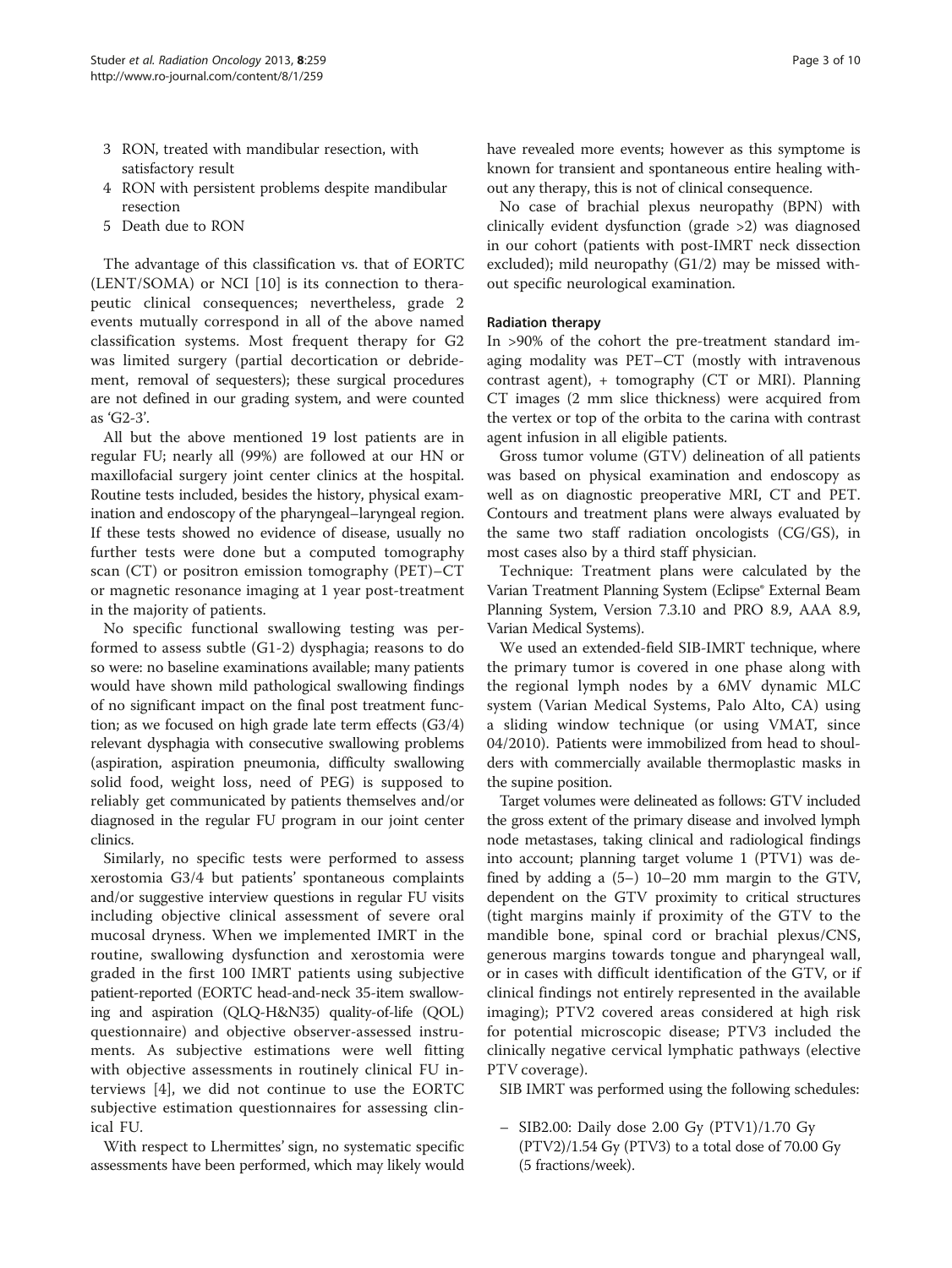3 RON, treated with mandibular resection, with satisfactory result
4 RON with persistent problems despite mandibular resection
5 Death due to RON

The advantage of this classification vs. that of EORTC (LENT/SOMA) or NCI [10] is its connection to therapeutic clinical consequences; nevertheless, grade 2 events mutually correspond in all of the above named classification systems. Most frequent therapy for G2 was limited surgery (partial decortication or debridement, removal of sequesters); these surgical procedures are not defined in our grading system, and were counted as 'G2-3'.

All but the above mentioned 19 lost patients are in regular FU; nearly all (99%) are followed at our HN or maxillofacial surgery joint center clinics at the hospital. Routine tests included, besides the history, physical examination and endoscopy of the pharyngeal–laryngeal region. If these tests showed no evidence of disease, usually no further tests were done but a computed tomography scan (CT) or positron emission tomography (PET)–CT or magnetic resonance imaging at 1 year post-treatment in the majority of patients.

No specific functional swallowing testing was performed to assess subtle (G1-2) dysphagia; reasons to do so were: no baseline examinations available; many patients would have shown mild pathological swallowing findings of no significant impact on the final post treatment function; as we focused on high grade late term effects (G3/4) relevant dysphagia with consecutive swallowing problems (aspiration, aspiration pneumonia, difficulty swallowing solid food, weight loss, need of PEG) is supposed to reliably get communicated by patients themselves and/or diagnosed in the regular FU program in our joint center clinics.

Similarly, no specific tests were performed to assess xerostomia G3/4 but patients' spontaneous complaints and/or suggestive interview questions in regular FU visits including objective clinical assessment of severe oral mucosal dryness. When we implemented IMRT in the routine, swallowing dysfunction and xerostomia were graded in the first 100 IMRT patients using subjective patient-reported (EORTC head-and-neck 35-item swallowing and aspiration (QLQ-H&N35) quality-of-life (QOL) questionnaire) and objective observer-assessed instruments. As subjective estimations were well fitting with objective assessments in routinely clinical FU interviews [4], we did not continue to use the EORTC subjective estimation questionnaires for assessing clinical FU.

With respect to Lhermittes' sign, no systematic specific assessments have been performed, which may likely would have revealed more events; however as this symptome is known for transient and spontaneous entire healing without any therapy, this is not of clinical consequence.

No case of brachial plexus neuropathy (BPN) with clinically evident dysfunction (grade >2) was diagnosed in our cohort (patients with post-IMRT neck dissection excluded); mild neuropathy (G1/2) may be missed without specific neurological examination.

### Radiation therapy

In >90% of the cohort the pre-treatment standard imaging modality was PET–CT (mostly with intravenous contrast agent), + tomography (CT or MRI). Planning CT images (2 mm slice thickness) were acquired from the vertex or top of the orbita to the carina with contrast agent infusion in all eligible patients.

Gross tumor volume (GTV) delineation of all patients was based on physical examination and endoscopy as well as on diagnostic preoperative MRI, CT and PET. Contours and treatment plans were always evaluated by the same two staff radiation oncologists (CG/GS), in most cases also by a third staff physician.

Technique: Treatment plans were calculated by the Varian Treatment Planning System (Eclipse® External Beam Planning System, Version 7.3.10 and PRO 8.9, AAA 8.9, Varian Medical Systems).

We used an extended-field SIB-IMRT technique, where the primary tumor is covered in one phase along with the regional lymph nodes by a 6MV dynamic MLC system (Varian Medical Systems, Palo Alto, CA) using a sliding window technique (or using VMAT, since 04/2010). Patients were immobilized from head to shoulders with commercially available thermoplastic masks in the supine position.

Target volumes were delineated as follows: GTV included the gross extent of the primary disease and involved lymph node metastases, taking clinical and radiological findings into account; planning target volume 1 (PTV1) was defined by adding a (5–) 10–20 mm margin to the GTV, dependent on the GTV proximity to critical structures (tight margins mainly if proximity of the GTV to the mandible bone, spinal cord or brachial plexus/CNS, generous margins towards tongue and pharyngeal wall, or in cases with difficult identification of the GTV, or if clinical findings not entirely represented in the available imaging); PTV2 covered areas considered at high risk for potential microscopic disease; PTV3 included the clinically negative cervical lymphatic pathways (elective PTV coverage).

SIB IMRT was performed using the following schedules:

– SIB2.00: Daily dose 2.00 Gy (PTV1)/1.70 Gy (PTV2)/1.54 Gy (PTV3) to a total dose of 70.00 Gy (5 fractions/week).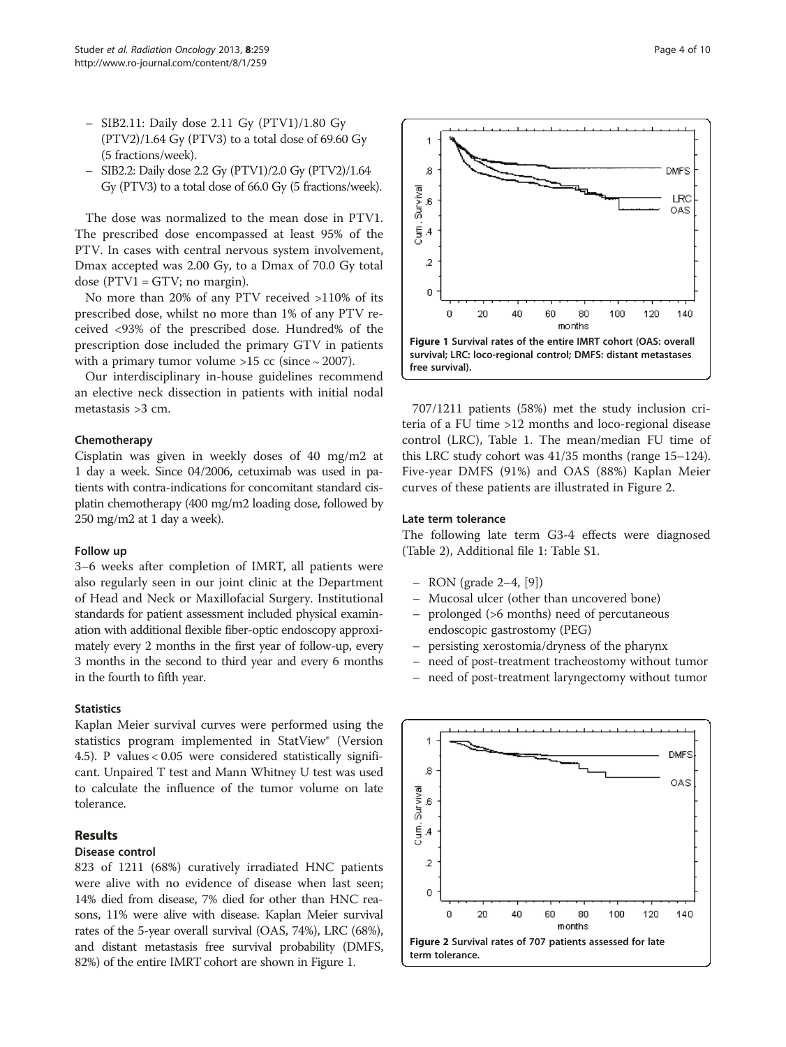– SIB2.11: Daily dose 2.11 Gy (PTV1)/1.80 Gy (PTV2)/1.64 Gy (PTV3) to a total dose of 69.60 Gy (5 fractions/week).
– SIB2.2: Daily dose 2.2 Gy (PTV1)/2.0 Gy (PTV2)/1.64 Gy (PTV3) to a total dose of 66.0 Gy (5 fractions/week).

The dose was normalized to the mean dose in PTV1. The prescribed dose encompassed at least 95% of the PTV. In cases with central nervous system involvement, Dmax accepted was 2.00 Gy, to a Dmax of 70.0 Gy total dose (PTV1 = GTV; no margin).

No more than 20% of any PTV received >110% of its prescribed dose, whilst no more than 1% of any PTV received <93% of the prescribed dose. Hundred% of the prescription dose included the primary GTV in patients with a primary tumor volume >15 cc (since ~ 2007).

Our interdisciplinary in-house guidelines recommend an elective neck dissection in patients with initial nodal metastasis >3 cm.

### Chemotherapy

Cisplatin was given in weekly doses of 40 mg/m2 at 1 day a week. Since 04/2006, cetuximab was used in patients with contra-indications for concomitant standard cisplatin chemotherapy (400 mg/m2 loading dose, followed by 250 mg/m2 at 1 day a week).

### Follow up

3–6 weeks after completion of IMRT, all patients were also regularly seen in our joint clinic at the Department of Head and Neck or Maxillofacial Surgery. Institutional standards for patient assessment included physical examination with additional flexible fiber-optic endoscopy approximately every 2 months in the first year of follow-up, every 3 months in the second to third year and every 6 months in the fourth to fifth year.

### Statistics

Kaplan Meier survival curves were performed using the statistics program implemented in StatView® (Version 4.5). P values < 0.05 were considered statistically significant. Unpaired T test and Mann Whitney U test was used to calculate the influence of the tumor volume on late tolerance.

## Results

### Disease control

823 of 1211 (68%) curatively irradiated HNC patients were alive with no evidence of disease when last seen; 14% died from disease, 7% died for other than HNC reasons, 11% were alive with disease. Kaplan Meier survival rates of the 5-year overall survival (OAS, 74%), LRC (68%), and distant metastasis free survival probability (DMFS, 82%) of the entire IMRT cohort are shown in Figure 1.

**Figure 1 Survival rates of the entire IMRT cohort (OAS: overall survival; LRC: loco-regional control; DMFS: distant metastases free survival).**

707/1211 patients (58%) met the study inclusion criteria of a FU time >12 months and loco-regional disease control (LRC), Table 1. The mean/median FU time of this LRC study cohort was 41/35 months (range 15–124). Five-year DMFS (91%) and OAS (88%) Kaplan Meier curves of these patients are illustrated in Figure 2.

### Late term tolerance

The following late term G3-4 effects were diagnosed (Table 2), Additional file 1: Table S1.

– RON (grade 2–4, [9])
– Mucosal ulcer (other than uncovered bone)
– prolonged (>6 months) need of percutaneous endoscopic gastrostomy (PEG)
– persisting xerostomia/dryness of the pharynx
– need of post-treatment tracheostomy without tumor
– need of post-treatment laryngectomy without tumor

**Figure 2 Survival rates of 707 patients assessed for late term tolerance.**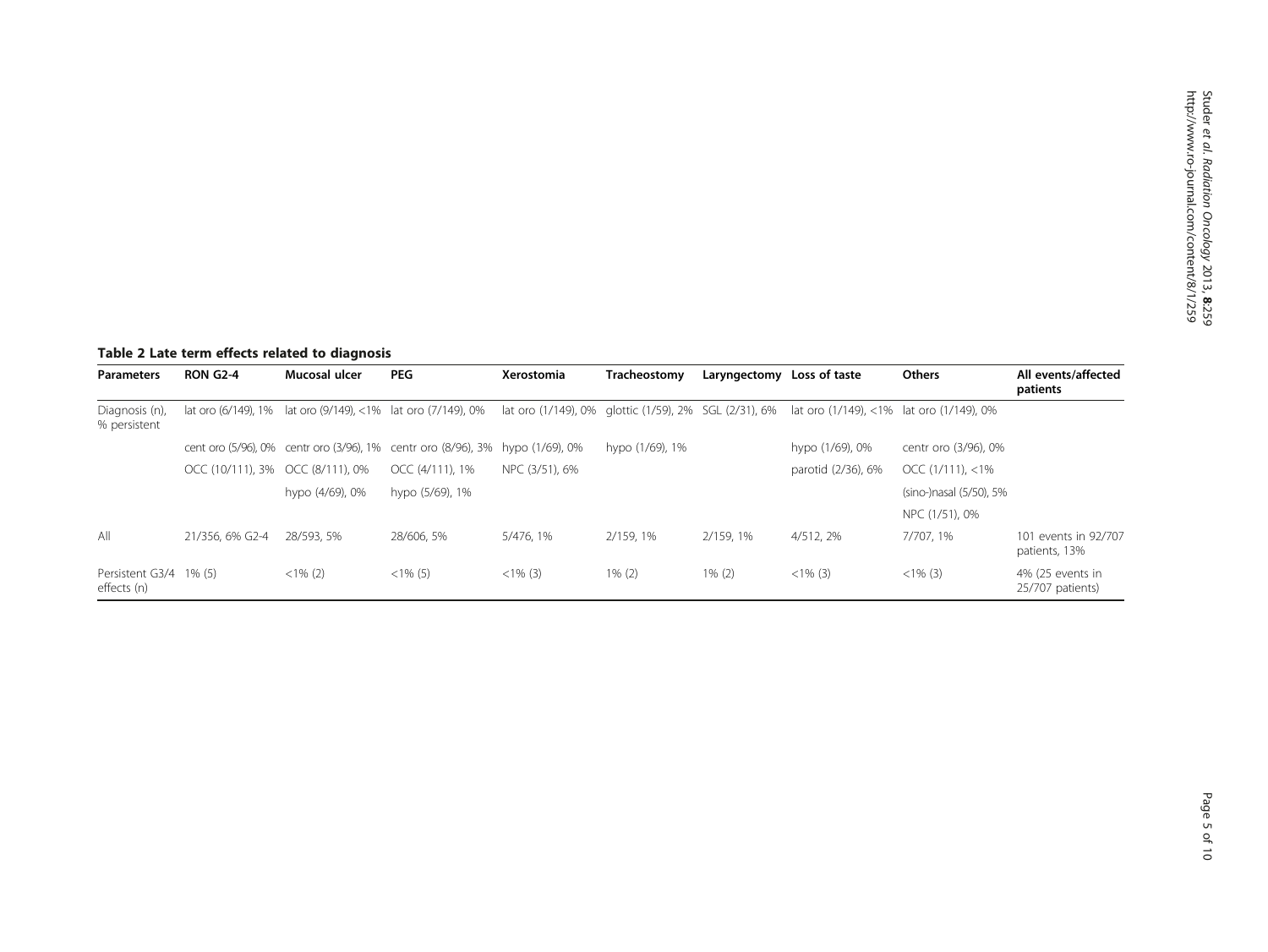**Table 2 Late term effects related to diagnosis**

| Parameters | RON G2-4 | Mucosal ulcer | PEG | Xerostomia | Tracheostomy | Laryngectomy | Loss of taste | Others | All events/affected patients |
|---|---|---|---|---|---|---|---|---|---|
| Diagnosis (n), % persistent | lat oro (6/149), 1% | lat oro (9/149), <1% | lat oro (7/149), 0% | lat oro (1/149), 0% | glottic (1/59), 2% | SGL (2/31), 6% | lat oro (1/149), <1% | lat oro (1/149), 0% | |
| | cent oro (5/96), 0% | centr oro (3/96), 1% | centr oro (8/96), 3% | hypo (1/69), 0% | hypo (1/69), 1% | | hypo (1/69), 0% | centr oro (3/96), 0% | |
| | OCC (10/111), 3% | OCC (8/111), 0% | OCC (4/111), 1% | NPC (3/51), 6% | | | parotid (2/36), 6% | OCC (1/111), <1% | |
| | | hypo (4/69), 0% | hypo (5/69), 1% | | | | | (sino-)nasal (5/50), 5% | |
| | | | | | | | | NPC (1/51), 0% | |
| All | 21/356, 6% G2-4 | 28/593, 5% | 28/606, 5% | 5/476, 1% | 2/159, 1% | 2/159, 1% | 4/512, 2% | 7/707, 1% | 101 events in 92/707 patients, 13% |
| Persistent G3/4 effects (n) | 1% (5) | <1% (2) | <1% (5) | <1% (3) | 1% (2) | 1% (2) | <1% (3) | <1% (3) | 4% (25 events in 25/707 patients) |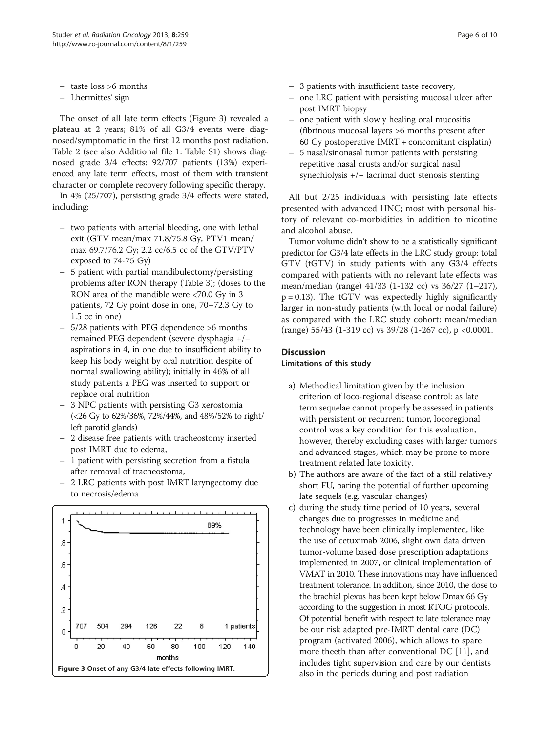– taste loss >6 months
– Lhermittes' sign

The onset of all late term effects (Figure 3) revealed a plateau at 2 years; 81% of all G3/4 events were diagnosed/symptomatic in the first 12 months post radiation. Table 2 (see also Additional file 1: Table S1) shows diagnosed grade 3/4 effects: 92/707 patients (13%) experienced any late term effects, most of them with transient character or complete recovery following specific therapy.

In 4% (25/707), persisting grade 3/4 effects were stated, including:

– two patients with arterial bleeding, one with lethal exit (GTV mean/max 71.8/75.8 Gy, PTV1 mean/max 69.7/76.2 Gy; 2.2 cc/6.5 cc of the GTV/PTV exposed to 74-75 Gy)
– 5 patient with partial mandibulectomy/persisting problems after RON therapy (Table 3); (doses to the RON area of the mandible were <70.0 Gy in 3 patients, 72 Gy point dose in one, 70–72.3 Gy to 1.5 cc in one)
– 5/28 patients with PEG dependence >6 months remained PEG dependent (severe dysphagia +/− aspirations in 4, in one due to insufficient ability to keep his body weight by oral nutrition despite of normal swallowing ability); initially in 46% of all study patients a PEG was inserted to support or replace oral nutrition
– 3 NPC patients with persisting G3 xerostomia (<26 Gy to 62%/36%, 72%/44%, and 48%/52% to right/left parotid glands)
– 2 disease free patients with tracheostomy inserted post IMRT due to edema,
– 1 patient with persisting secretion from a fistula after removal of tracheostoma,
– 2 LRC patients with post IMRT laryngectomy due to necrosis/edema

Figure 3 Onset of any G3/4 late effects following IMRT.

– 3 patients with insufficient taste recovery,
– one LRC patient with persisting mucosal ulcer after post IMRT biopsy
– one patient with slowly healing oral mucositis (fibrinous mucosal layers >6 months present after 60 Gy postoperative IMRT + concomitant cisplatin)
– 5 nasal/sinonasal tumor patients with persisting repetitive nasal crusts and/or surgical nasal synechiolysis +/− lacrimal duct stenosis stenting

All but 2/25 individuals with persisting late effects presented with advanced HNC; most with personal history of relevant co-morbidities in addition to nicotine and alcohol abuse.

Tumor volume didn't show to be a statistically significant predictor for G3/4 late effects in the LRC study group: total GTV (tGTV) in study patients with any G3/4 effects compared with patients with no relevant late effects was mean/median (range) 41/33 (1-132 cc) vs 36/27 (1–217), $p = 0.13$). The tGTV was expectedly highly significantly larger in non-study patients (with local or nodal failure) as compared with the LRC study cohort: mean/median (range) 55/43 (1-319 cc) vs 39/28 (1-267 cc), $p < 0.0001$.

## Discussion

### Limitations of this study

a) Methodical limitation given by the inclusion criterion of loco-regional disease control: as late term sequelae cannot properly be assessed in patients with persistent or recurrent tumor, locoregional control was a key condition for this evaluation, however, thereby excluding cases with larger tumors and advanced stages, which may be prone to more treatment related late toxicity.
b) The authors are aware of the fact of a still relatively short FU, baring the potential of further upcoming late sequels (e.g. vascular changes)
c) during the study time period of 10 years, several changes due to progresses in medicine and technology have been clinically implemented, like the use of cetuximab 2006, slight own data driven tumor-volume based dose prescription adaptations implemented in 2007, or clinical implementation of VMAT in 2010. These innovations may have influenced treatment tolerance. In addition, since 2010, the dose to the brachial plexus has been kept below Dmax 66 Gy according to the suggestion in most RTOG protocols. Of potential benefit with respect to late tolerance may be our risk adapted pre-IMRT dental care (DC) program (activated 2006), which allows to spare more theeth than after conventional DC [11], and includes tight supervision and care by our dentists also in the periods during and post radiation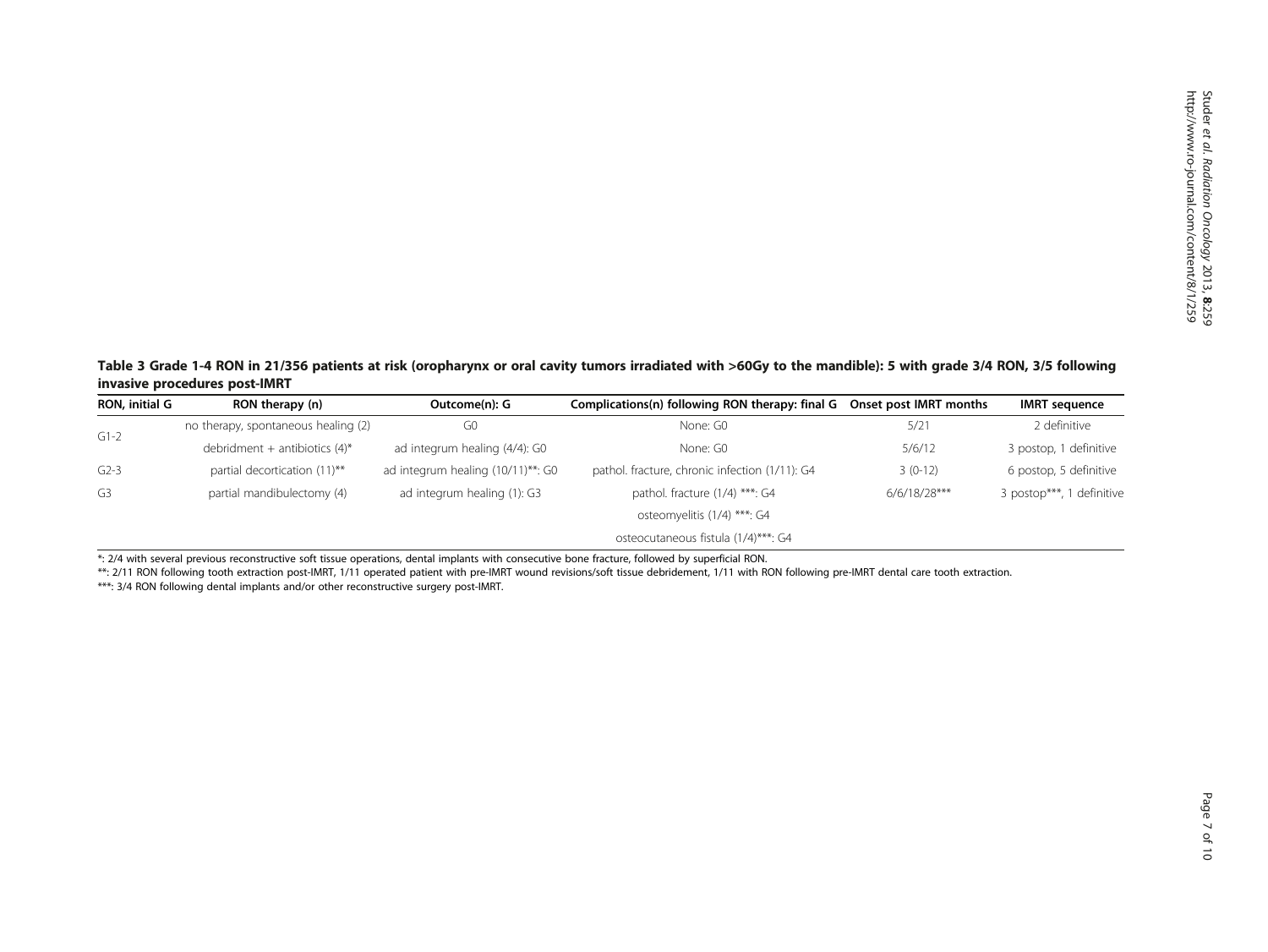**Table 3 Grade 1-4 RON in 21/356 patients at risk (oropharynx or oral cavity tumors irradiated with >60Gy to the mandible): 5 with grade 3/4 RON, 3/5 following invasive procedures post-IMRT**

| RON, initial G | RON therapy (n) | Outcome(n): G | Complications(n) following RON therapy: final G | Onset post IMRT months | IMRT sequence |
|---|---|---|---|---|---|
| G1-2 | no therapy, spontaneous healing (2) | G0 | None: G0 | 5/21 | 2 definitive |
| | debridment + antibiotics (4)* | ad integrum healing (4/4): G0 | None: G0 | 5/6/12 | 3 postop, 1 definitive |
| G2-3 | partial decortication (11)** | ad integrum healing (10/11)**: G0 | pathol. fracture, chronic infection (1/11): G4 | 3 (0-12) | 6 postop, 5 definitive |
| G3 | partial mandibulectomy (4) | ad integrum healing (1): G3 | pathol. fracture (1/4) ***: G4 | 6/6/18/28*** | 3 postop***, 1 definitive |
| | | | osteomyelitis (1/4) ***: G4 | | |
| | | | osteocutaneous fistula (1/4)***: G4 | | |

*: 2/4 with several previous reconstructive soft tissue operations, dental implants with consecutive bone fracture, followed by superficial RON.

**: 2/11 RON following tooth extraction post-IMRT, 1/11 operated patient with pre-IMRT wound revisions/soft tissue debridement, 1/11 with RON following pre-IMRT dental care tooth extraction.

***: 3/4 RON following dental implants and/or other reconstructive surgery post-IMRT.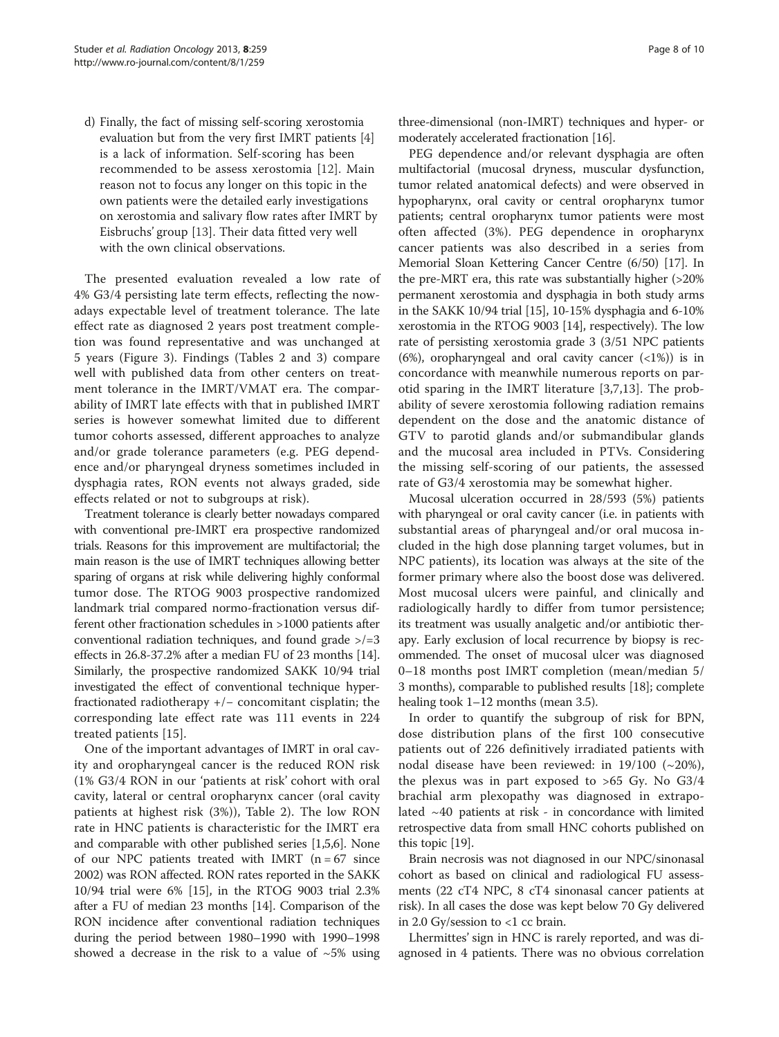d) Finally, the fact of missing self-scoring xerostomia evaluation but from the very first IMRT patients [4] is a lack of information. Self-scoring has been recommended to be assess xerostomia [12]. Main reason not to focus any longer on this topic in the own patients were the detailed early investigations on xerostomia and salivary flow rates after IMRT by Eisbruchs' group [13]. Their data fitted very well with the own clinical observations.

The presented evaluation revealed a low rate of 4% G3/4 persisting late term effects, reflecting the nowadays expectable level of treatment tolerance. The late effect rate as diagnosed 2 years post treatment completion was found representative and was unchanged at 5 years (Figure 3). Findings (Tables 2 and 3) compare well with published data from other centers on treatment tolerance in the IMRT/VMAT era. The comparability of IMRT late effects with that in published IMRT series is however somewhat limited due to different tumor cohorts assessed, different approaches to analyze and/or grade tolerance parameters (e.g. PEG dependence and/or pharyngeal dryness sometimes included in dysphagia rates, RON events not always graded, side effects related or not to subgroups at risk).

Treatment tolerance is clearly better nowadays compared with conventional pre-IMRT era prospective randomized trials. Reasons for this improvement are multifactorial; the main reason is the use of IMRT techniques allowing better sparing of organs at risk while delivering highly conformal tumor dose. The RTOG 9003 prospective randomized landmark trial compared normo-fractionation versus different other fractionation schedules in >1000 patients after conventional radiation techniques, and found grade >/=3 effects in 26.8-37.2% after a median FU of 23 months [14]. Similarly, the prospective randomized SAKK 10/94 trial investigated the effect of conventional technique hyperfractionated radiotherapy +/− concomitant cisplatin; the corresponding late effect rate was 111 events in 224 treated patients [15].

One of the important advantages of IMRT in oral cavity and oropharyngeal cancer is the reduced RON risk (1% G3/4 RON in our 'patients at risk' cohort with oral cavity, lateral or central oropharynx cancer (oral cavity patients at highest risk (3%)), Table 2). The low RON rate in HNC patients is characteristic for the IMRT era and comparable with other published series [1,5,6]. None of our NPC patients treated with IMRT (n = 67 since 2002) was RON affected. RON rates reported in the SAKK 10/94 trial were 6% [15], in the RTOG 9003 trial 2.3% after a FU of median 23 months [14]. Comparison of the RON incidence after conventional radiation techniques during the period between 1980–1990 with 1990–1998 showed a decrease in the risk to a value of ~5% using three-dimensional (non-IMRT) techniques and hyper- or moderately accelerated fractionation [16].

PEG dependence and/or relevant dysphagia are often multifactorial (mucosal dryness, muscular dysfunction, tumor related anatomical defects) and were observed in hypopharynx, oral cavity or central oropharynx tumor patients; central oropharynx tumor patients were most often affected (3%). PEG dependence in oropharynx cancer patients was also described in a series from Memorial Sloan Kettering Cancer Centre (6/50) [17]. In the pre-MRT era, this rate was substantially higher (>20% permanent xerostomia and dysphagia in both study arms in the SAKK 10/94 trial [15], 10-15% dysphagia and 6-10% xerostomia in the RTOG 9003 [14], respectively). The low rate of persisting xerostomia grade 3 (3/51 NPC patients (6%), oropharyngeal and oral cavity cancer (<1%)) is in concordance with meanwhile numerous reports on parotid sparing in the IMRT literature [3,7,13]. The probability of severe xerostomia following radiation remains dependent on the dose and the anatomic distance of GTV to parotid glands and/or submandibular glands and the mucosal area included in PTVs. Considering the missing self-scoring of our patients, the assessed rate of G3/4 xerostomia may be somewhat higher.

Mucosal ulceration occurred in 28/593 (5%) patients with pharyngeal or oral cavity cancer (i.e. in patients with substantial areas of pharyngeal and/or oral mucosa included in the high dose planning target volumes, but in NPC patients), its location was always at the site of the former primary where also the boost dose was delivered. Most mucosal ulcers were painful, and clinically and radiologically hardly to differ from tumor persistence; its treatment was usually analgetic and/or antibiotic therapy. Early exclusion of local recurrence by biopsy is recommended. The onset of mucosal ulcer was diagnosed 0–18 months post IMRT completion (mean/median 5/3 months), comparable to published results [18]; complete healing took 1–12 months (mean 3.5).

In order to quantify the subgroup of risk for BPN, dose distribution plans of the first 100 consecutive patients out of 226 definitively irradiated patients with nodal disease have been reviewed: in 19/100 (~20%), the plexus was in part exposed to >65 Gy. No G3/4 brachial arm plexopathy was diagnosed in extrapolated ~40 patients at risk - in concordance with limited retrospective data from small HNC cohorts published on this topic [19].

Brain necrosis was not diagnosed in our NPC/sinonasal cohort as based on clinical and radiological FU assessments (22 cT4 NPC, 8 cT4 sinonasal cancer patients at risk). In all cases the dose was kept below 70 Gy delivered in 2.0 Gy/session to <1 cc brain.

Lhermittes' sign in HNC is rarely reported, and was diagnosed in 4 patients. There was no obvious correlation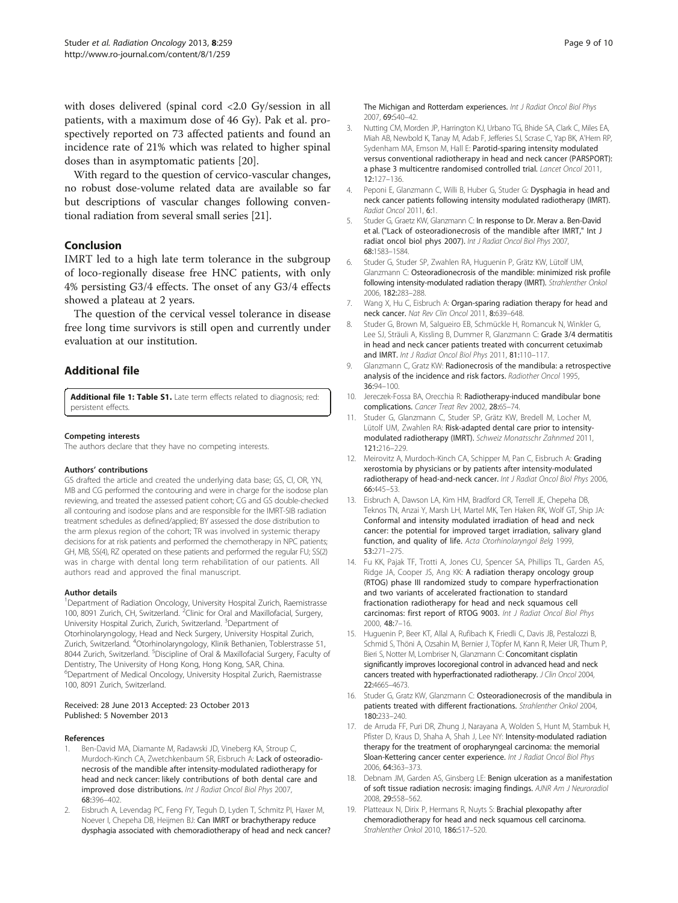with doses delivered (spinal cord <2.0 Gy/session in all patients, with a maximum dose of 46 Gy). Pak et al. prospectively reported on 73 affected patients and found an incidence rate of 21% which was related to higher spinal doses than in asymptomatic patients [20].

With regard to the question of cervico-vascular changes, no robust dose-volume related data are available so far but descriptions of vascular changes following conventional radiation from several small series [21].

## Conclusion

IMRT led to a high late term tolerance in the subgroup of loco-regionally disease free HNC patients, with only 4% persisting G3/4 effects. The onset of any G3/4 effects showed a plateau at 2 years.

The question of the cervical vessel tolerance in disease free long time survivors is still open and currently under evaluation at our institution.

## Additional file

**Additional file 1: Table S1.** Late term effects related to diagnosis; red: persistent effects.

#### Competing interests

The authors declare that they have no competing interests.

#### Authors' contributions

GS drafted the article and created the underlying data base; GS, CI, OR, YN, MB and CG performed the contouring and were in charge for the isodose plan reviewing, and treated the assessed patient cohort; CG and GS double-checked all contouring and isodose plans and are responsible for the IMRT-SIB radiation treatment schedules as defined/applied; BY assessed the dose distribution to the arm plexus region of the cohort; TR was involved in systemic therapy decisions for at risk patients and performed the chemotherapy in NPC patients; GH, MB, SS(4), RZ operated on these patients and performed the regular FU; SS(2) was in charge with dental long term rehabilitation of our patients. All authors read and approved the final manuscript.

#### Author details

[1]Department of Radiation Oncology, University Hospital Zurich, Raemistrasse 100, 8091 Zurich, CH, Switzerland. [2]Clinic for Oral and Maxillofacial, Surgery, University Hospital Zurich, Zurich, Switzerland. [3]Department of Otorhinolaryngology, Head and Neck Surgery, University Hospital Zurich, Zurich, Switzerland. [4]Otorhinolaryngology, Klinik Bethanien, Toblerstrasse 51, 8044 Zurich, Switzerland. [5]Discipline of Oral & Maxillofacial Surgery, Faculty of Dentistry, The University of Hong Kong, Hong Kong, SAR, China. [6]Department of Medical Oncology, University Hospital Zurich, Raemistrasse 100, 8091 Zurich, Switzerland.

Received: 28 June 2013 Accepted: 23 October 2013
Published: 5 November 2013

#### References

1. Ben-David MA, Diamante M, Radawski JD, Vineberg KA, Stroup C, Murdoch-Kinch CA, Zwetchkenbaum SR, Eisbruch A: **Lack of osteoradionecrosis of the mandible after intensity-modulated radiotherapy for head and neck cancer: likely contributions of both dental care and improved dose distributions.** *Int J Radiat Oncol Biol Phys* 2007, **68:**396–402.
2. Eisbruch A, Levendag PC, Feng FY, Teguh D, Lyden T, Schmitz PI, Haxer M, Noever I, Chepeha DB, Heijmen BJ: **Can IMRT or brachytherapy reduce dysphagia associated with chemoradiotherapy of head and neck cancer? The Michigan and Rotterdam experiences.** *Int J Radiat Oncol Biol Phys* 2007, **69:**S40–42.
3. Nutting CM, Morden JP, Harrington KJ, Urbano TG, Bhide SA, Clark C, Miles EA, Miah AB, Newbold K, Tanay M, Adab F, Jefferies SJ, Scrase C, Yap BK, A'Hern RP, Sydenham MA, Emson M, Hall E: **Parotid-sparing intensity modulated versus conventional radiotherapy in head and neck cancer (PARSPORT): a phase 3 multicentre randomised controlled trial.** *Lancet Oncol* 2011, **12:**127–136.
4. Peponi E, Glanzmann C, Willi B, Huber G, Studer G: **Dysphagia in head and neck cancer patients following intensity modulated radiotherapy (IMRT).** *Radiat Oncol* 2011, **6:**1.
5. Studer G, Graetz KW, Glanzmann C: **In response to Dr. Merav a. Ben-David et al. ("Lack of osteoradionecrosis of the mandible after IMRT," Int J radiat oncol biol phys 2007).** *Int J Radiat Oncol Biol Phys* 2007, **68:**1583–1584.
6. Studer G, Studer SP, Zwahlen RA, Huguenin P, Grätz KW, Lütolf UM, Glanzmann C: **Osteoradionecrosis of the mandible: minimized risk profile following intensity-modulated radiation therapy (IMRT).** *Strahlenther Onkol* 2006, **182:**283–288.
7. Wang X, Hu C, Eisbruch A: **Organ-sparing radiation therapy for head and neck cancer.** *Nat Rev Clin Oncol* 2011, **8:**639–648.
8. Studer G, Brown M, Salgueiro EB, Schmückle H, Romancuk N, Winkler G, Lee SJ, Sträuli A, Kissling B, Dummer R, Glanzmann C: **Grade 3/4 dermatitis in head and neck cancer patients treated with concurrent cetuximab and IMRT.** *Int J Radiat Oncol Biol Phys* 2011, **81:**110–117.
9. Glanzmann C, Gratz KW: **Radionecrosis of the mandibula: a retrospective analysis of the incidence and risk factors.** *Radiother Oncol* 1995, **36:**94–100.
10. Jereczek-Fossa BA, Orecchia R: **Radiotherapy-induced mandibular bone complications.** *Cancer Treat Rev* 2002, **28:**65–74.
11. Studer G, Glanzmann C, Studer SP, Grätz KW, Bredell M, Locher M, Lütolf UM, Zwahlen RA: **Risk-adapted dental care prior to intensity-modulated radiotherapy (IMRT).** *Schweiz Monatsschr Zahnmed* 2011, **121:**216–229.
12. Meirovitz A, Murdoch-Kinch CA, Schipper M, Pan C, Eisbruch A: **Grading xerostomia by physicians or by patients after intensity-modulated radiotherapy of head-and-neck cancer.** *Int J Radiat Oncol Biol Phys* 2006, **66:**445–53.
13. Eisbruch A, Dawson LA, Kim HM, Bradford CR, Terrell JE, Chepeha DB, Teknos TN, Anzai Y, Marsh LH, Martel MK, Ten Haken RK, Wolf GT, Ship JA: **Conformal and intensity modulated irradiation of head and neck cancer: the potential for improved target irradiation, salivary gland function, and quality of life.** *Acta Otorhinolaryngol Belg* 1999, **53:**271–275.
14. Fu KK, Pajak TF, Trotti A, Jones CU, Spencer SA, Phillips TL, Garden AS, Ridge JA, Cooper JS, Ang KK: **A radiation therapy oncology group (RTOG) phase III randomized study to compare hyperfractionation and two variants of accelerated fractionation to standard fractionation radiotherapy for head and neck squamous cell carcinomas: first report of RTOG 9003.** *Int J Radiat Oncol Biol Phys* 2000, **48:**7–16.
15. Huguenin P, Beer KT, Allal A, Rufibach K, Friedli C, Davis JB, Pestalozzi B, Schmid S, Thöni A, Ozsahin M, Bernier J, Töpfer M, Kann R, Meier UR, Thum P, Bieri S, Notter M, Lombriser N, Glanzmann C: **Concomitant cisplatin significantly improves locoregional control in advanced head and neck cancers treated with hyperfractionated radiotherapy.** *J Clin Oncol* 2004, **22:**4665–4673.
16. Studer G, Gratz KW, Glanzmann C: **Osteoradionecrosis of the mandibula in patients treated with different fractionations.** *Strahlenther Onkol* 2004, **180:**233–240.
17. de Arruda FF, Puri DR, Zhung J, Narayana A, Wolden S, Hunt M, Stambuk H, Pfister D, Kraus D, Shaha A, Shah J, Lee NY: **Intensity-modulated radiation therapy for the treatment of oropharyngeal carcinoma: the memorial Sloan-Kettering cancer center experience.** *Int J Radiat Oncol Biol Phys* 2006, **64:**363–373.
18. Debnam JM, Garden AS, Ginsberg LE: **Benign ulceration as a manifestation of soft tissue radiation necrosis: imaging findings.** *AJNR Am J Neuroradiol* 2008, **29:**558–562.
19. Platteaux N, Dirix P, Hermans R, Nuyts S: **Brachial plexopathy after chemoradiotherapy for head and neck squamous cell carcinoma.** *Strahlenther Onkol* 2010, **186:**517–520.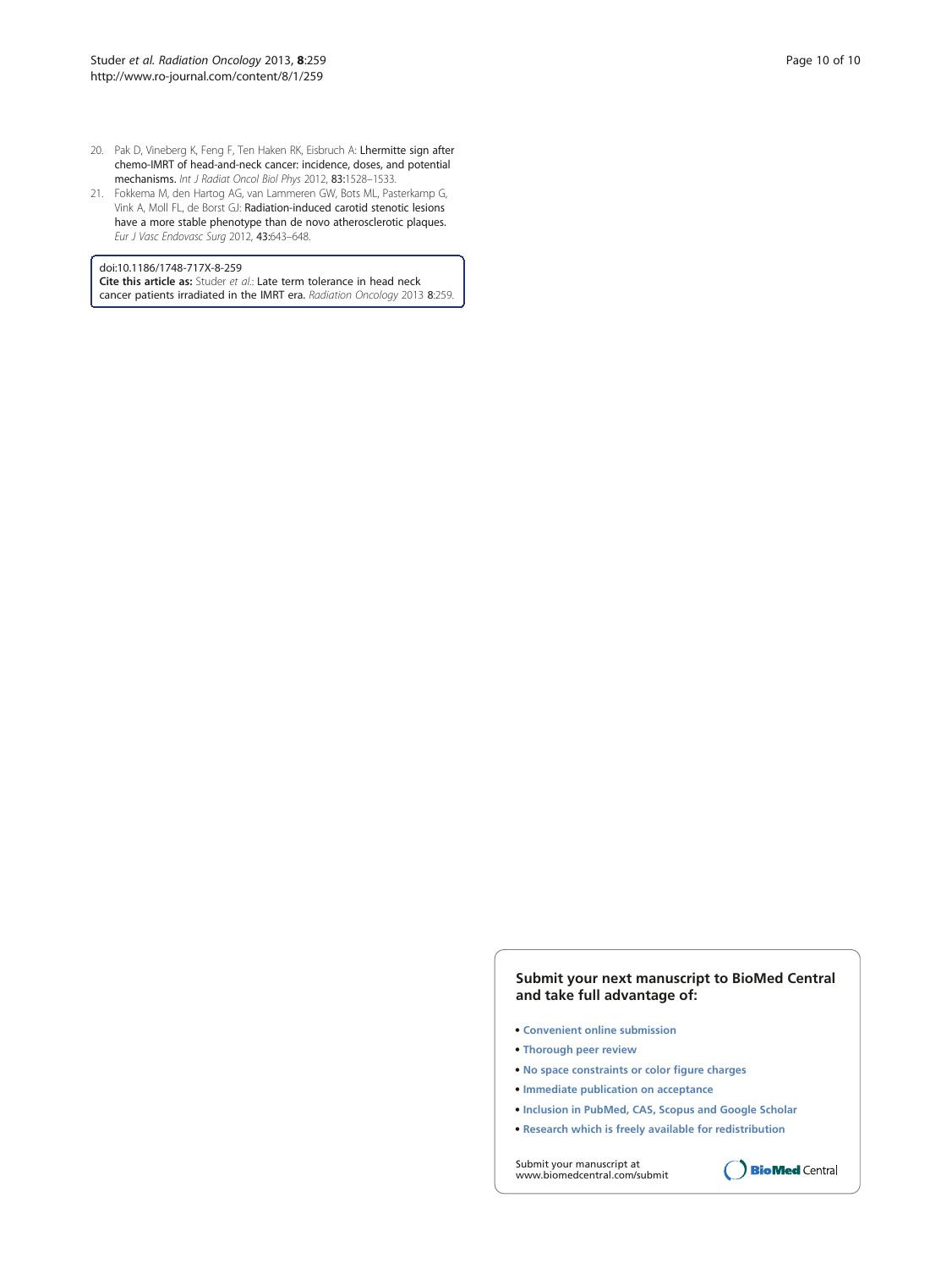20. Pak D, Vineberg K, Feng F, Ten Haken RK, Eisbruch A: **Lhermitte sign after chemo-IMRT of head-and-neck cancer: incidence, doses, and potential mechanisms.** *Int J Radiat Oncol Biol Phys* 2012, **83:**1528–1533.
21. Fokkema M, den Hartog AG, van Lammeren GW, Bots ML, Pasterkamp G, Vink A, Moll FL, de Borst GJ: **Radiation-induced carotid stenotic lesions have a more stable phenotype than de novo atherosclerotic plaques.** *Eur J Vasc Endovasc Surg* 2012, **43:**643–648.

doi:10.1186/1748-717X-8-259
**Cite this article as:** Studer *et al.*: Late term tolerance in head neck cancer patients irradiated in the IMRT era. *Radiation Oncology* 2013 **8**:259.

**Submit your next manuscript to BioMed Central and take full advantage of:**

- **Convenient online submission**
- **Thorough peer review**
- **No space constraints or color figure charges**
- **Immediate publication on acceptance**
- **Inclusion in PubMed, CAS, Scopus and Google Scholar**
- **Research which is freely available for redistribution**

Submit your manuscript at
www.biomedcentral.com/submit

BioMed Central